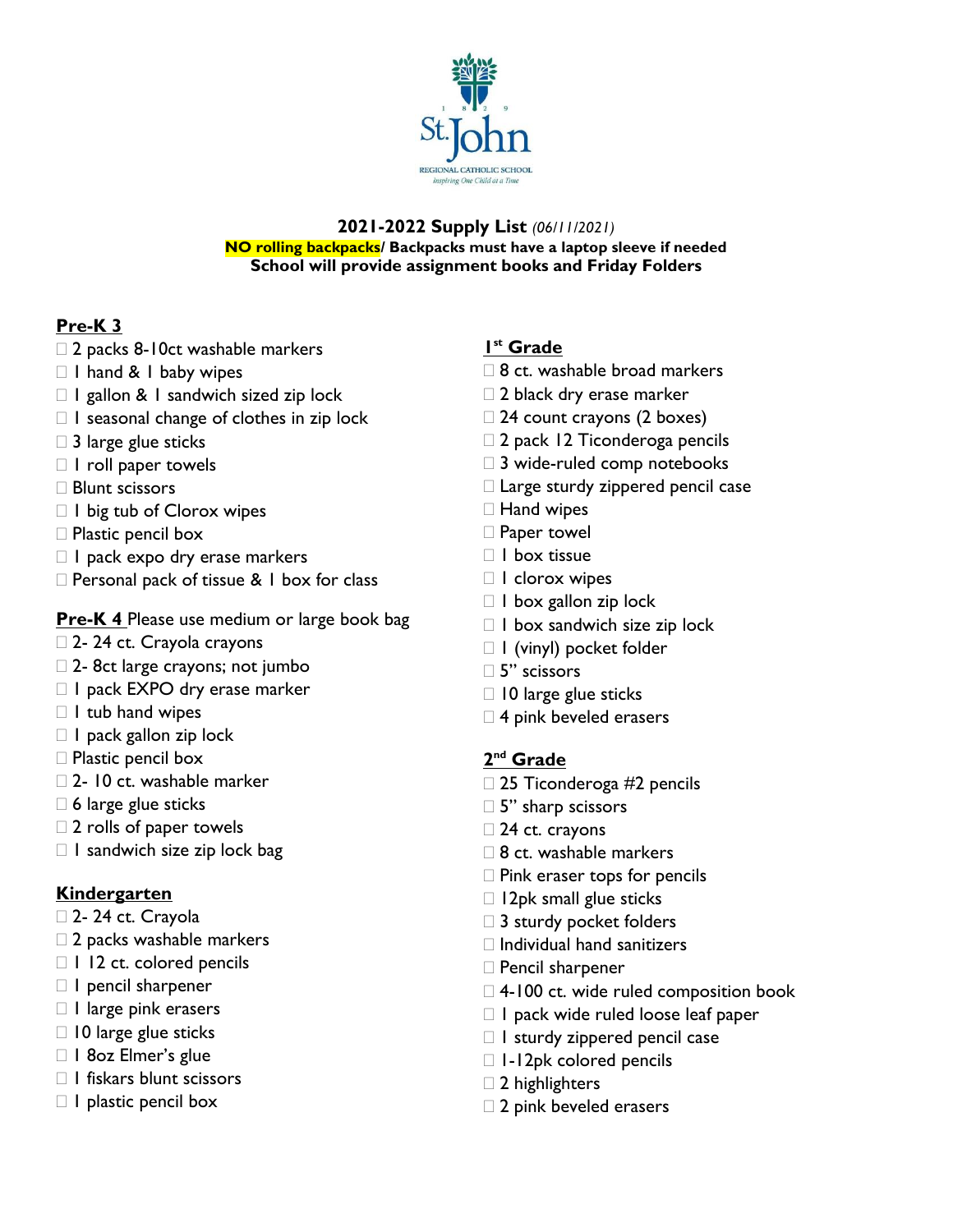St. John Regional Catholic School

*Inspiring One Child at a Time*

**2021-2022 Supply List** *(06/11/2021)*

**NO rolling backpacks/ Backpacks must have a laptop sleeve if needed**

**School will provide assignment books and Friday Folders**

## Pre-K 3

- ☐ 2 packs 8-10ct washable markers
- ☐ 1 hand & 1 baby wipes
- ☐ 1 gallon & 1 sandwich sized zip lock
- ☐ 1 seasonal change of clothes in zip lock
- ☐ 3 large glue sticks
- ☐ 1 roll paper towels
- ☐ Blunt scissors
- ☐ 1 big tub of Clorox wipes
- ☐ Plastic pencil box
- ☐ 1 pack expo dry erase markers
- ☐ Personal pack of tissue & 1 box for class

## Pre-K 4

Please use medium or large book bag

- ☐ 2- 24 ct. Crayola crayons
- ☐ 2- 8ct large crayons; not jumbo
- ☐ 1 pack EXPO dry erase marker
- ☐ 1 tub hand wipes
- ☐ 1 pack gallon zip lock
- ☐ Plastic pencil box
- ☐ 2- 10 ct. washable marker
- ☐ 6 large glue sticks
- ☐ 2 rolls of paper towels
- ☐ 1 sandwich size zip lock bag

## Kindergarten

- ☐ 2- 24 ct. Crayola
- ☐ 2 packs washable markers
- ☐ 1 12 ct. colored pencils
- ☐ 1 pencil sharpener
- ☐ 1 large pink erasers
- ☐ 10 large glue sticks
- ☐ 1 8oz Elmer's glue
- ☐ 1 fiskars blunt scissors
- ☐ 1 plastic pencil box

## 1st Grade

- ☐ 8 ct. washable broad markers
- ☐ 2 black dry erase marker
- ☐ 24 count crayons (2 boxes)
- ☐ 2 pack 12 Ticonderoga pencils
- ☐ 3 wide-ruled comp notebooks
- ☐ Large sturdy zippered pencil case
- ☐ Hand wipes
- ☐ Paper towel
- ☐ 1 box tissue
- ☐ 1 clorox wipes
- ☐ 1 box gallon zip lock
- ☐ 1 box sandwich size zip lock
- ☐ 1 (vinyl) pocket folder
- ☐ 5" scissors
- ☐ 10 large glue sticks
- ☐ 4 pink beveled erasers

## 2nd Grade

- ☐ 25 Ticonderoga #2 pencils
- ☐ 5" sharp scissors
- ☐ 24 ct. crayons
- ☐ 8 ct. washable markers
- ☐ Pink eraser tops for pencils
- ☐ 12pk small glue sticks
- ☐ 3 sturdy pocket folders
- ☐ Individual hand sanitizers
- ☐ Pencil sharpener
- ☐ 4-100 ct. wide ruled composition book
- ☐ 1 pack wide ruled loose leaf paper
- ☐ 1 sturdy zippered pencil case
- ☐ 1-12pk colored pencils
- ☐ 2 highlighters
- ☐ 2 pink beveled erasers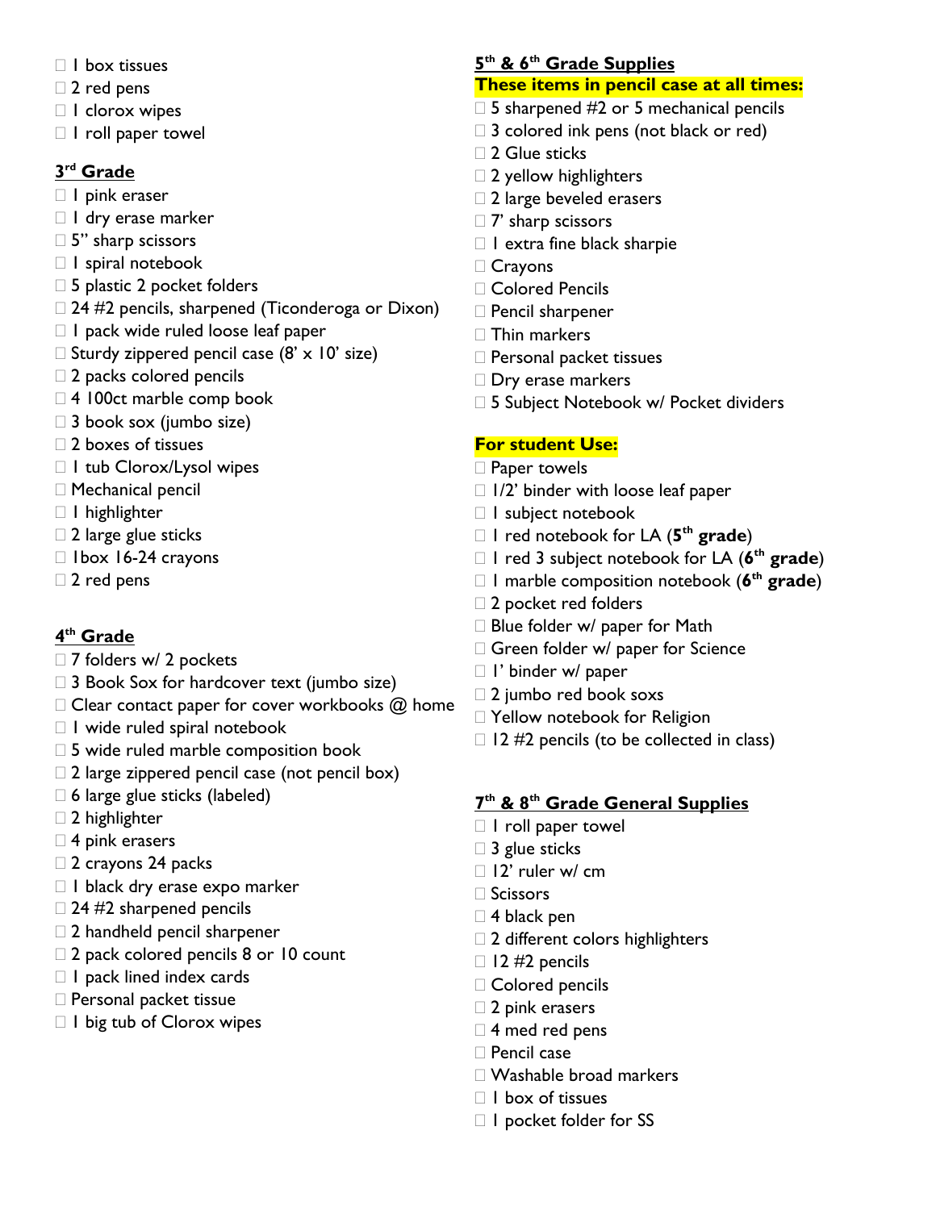- ☐ 1 box tissues
- ☐ 2 red pens
- ☐ 1 clorox wipes
- ☐ 1 roll paper towel

## 3rd Grade

- ☐ 1 pink eraser
- ☐ 1 dry erase marker
- ☐ 5" sharp scissors
- ☐ 1 spiral notebook
- ☐ 5 plastic 2 pocket folders
- ☐ 24 #2 pencils, sharpened (Ticonderoga or Dixon)
- ☐ 1 pack wide ruled loose leaf paper
- ☐ Sturdy zippered pencil case (8' x 10' size)
- ☐ 2 packs colored pencils
- ☐ 4 100ct marble comp book
- ☐ 3 book sox (jumbo size)
- ☐ 2 boxes of tissues
- ☐ 1 tub Clorox/Lysol wipes
- ☐ Mechanical pencil
- ☐ 1 highlighter
- ☐ 2 large glue sticks
- ☐ 1box 16-24 crayons
- ☐ 2 red pens

## 4th Grade

- ☐ 7 folders w/ 2 pockets
- ☐ 3 Book Sox for hardcover text (jumbo size)
- ☐ Clear contact paper for cover workbooks @ home
- ☐ 1 wide ruled spiral notebook
- ☐ 5 wide ruled marble composition book
- ☐ 2 large zippered pencil case (not pencil box)
- ☐ 6 large glue sticks (labeled)
- ☐ 2 highlighter
- ☐ 4 pink erasers
- ☐ 2 crayons 24 packs
- ☐ 1 black dry erase expo marker
- ☐ 24 #2 sharpened pencils
- ☐ 2 handheld pencil sharpener
- ☐ 2 pack colored pencils 8 or 10 count
- ☐ 1 pack lined index cards
- ☐ Personal packet tissue
- ☐ 1 big tub of Clorox wipes

## 5th & 6th Grade Supplies

**These items in pencil case at all times:**

- ☐ 5 sharpened #2 or 5 mechanical pencils
- ☐ 3 colored ink pens (not black or red)
- ☐ 2 Glue sticks
- ☐ 2 yellow highlighters
- ☐ 2 large beveled erasers
- ☐ 7' sharp scissors
- ☐ 1 extra fine black sharpie
- ☐ Crayons
- ☐ Colored Pencils
- ☐ Pencil sharpener
- ☐ Thin markers
- ☐ Personal packet tissues
- ☐ Dry erase markers
- ☐ 5 Subject Notebook w/ Pocket dividers

**For student Use:**

- ☐ Paper towels
- ☐ 1/2' binder with loose leaf paper
- ☐ 1 subject notebook
- ☐ 1 red notebook for LA (**5th grade**)
- ☐ 1 red 3 subject notebook for LA (**6th grade**)
- ☐ 1 marble composition notebook (**6th grade**)
- ☐ 2 pocket red folders
- ☐ Blue folder w/ paper for Math
- ☐ Green folder w/ paper for Science
- ☐ 1' binder w/ paper
- ☐ 2 jumbo red book soxs
- ☐ Yellow notebook for Religion
- ☐ 12 #2 pencils (to be collected in class)

## 7th & 8th Grade General Supplies

- ☐ 1 roll paper towel
- ☐ 3 glue sticks
- ☐ 12' ruler w/ cm
- ☐ Scissors
- ☐ 4 black pen
- ☐ 2 different colors highlighters
- ☐ 12 #2 pencils
- ☐ Colored pencils
- ☐ 2 pink erasers
- ☐ 4 med red pens
- ☐ Pencil case
- ☐ Washable broad markers
- ☐ 1 box of tissues
- ☐ 1 pocket folder for SS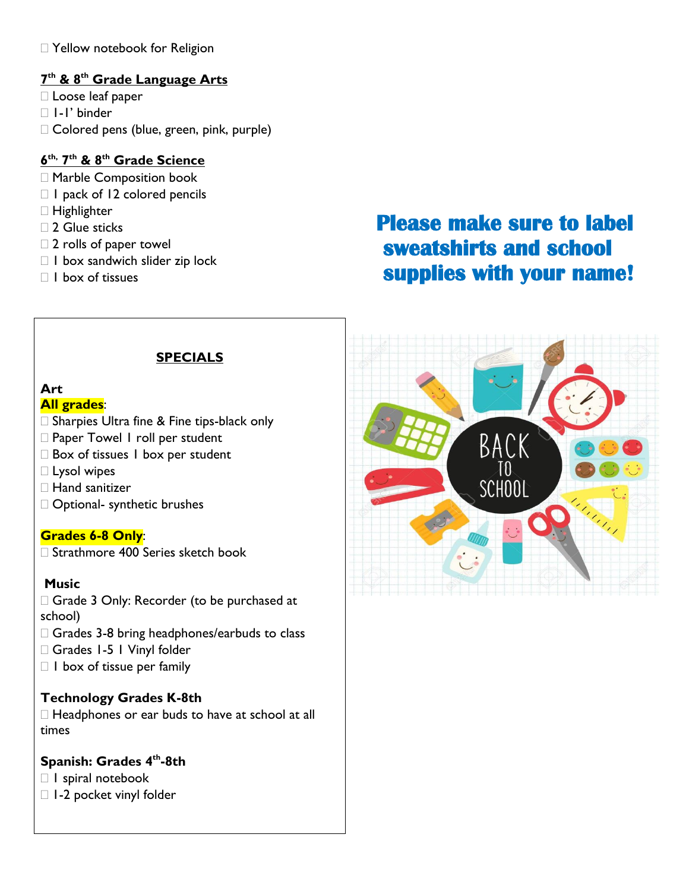- ☐ Yellow notebook for Religion

### 7th & 8th Grade Language Arts

- ☐ Loose leaf paper
- ☐ 1-1' binder
- ☐ Colored pens (blue, green, pink, purple)

### 6th, 7th & 8th Grade Science

- ☐ Marble Composition book
- ☐ 1 pack of 12 colored pencils
- ☐ Highlighter
- ☐ 2 Glue sticks
- ☐ 2 rolls of paper towel
- ☐ 1 box sandwich slider zip lock
- ☐ 1 box of tissues

**Please make sure to label sweatshirts and school supplies with your name!**

## SPECIALS

**Art**

**All grades**:

- ☐ Sharpies Ultra fine & Fine tips-black only
- ☐ Paper Towel 1 roll per student
- ☐ Box of tissues 1 box per student
- ☐ Lysol wipes
- ☐ Hand sanitizer
- ☐ Optional- synthetic brushes

**Grades 6-8 Only**:

- ☐ Strathmore 400 Series sketch book

**Music**

- ☐ Grade 3 Only: Recorder (to be purchased at school)
- ☐ Grades 3-8 bring headphones/earbuds to class
- ☐ Grades 1-5 1 Vinyl folder
- ☐ 1 box of tissue per family

**Technology Grades K-8th**

- ☐ Headphones or ear buds to have at school at all times

**Spanish: Grades 4th-8th**

- ☐ 1 spiral notebook
- ☐ 1-2 pocket vinyl folder